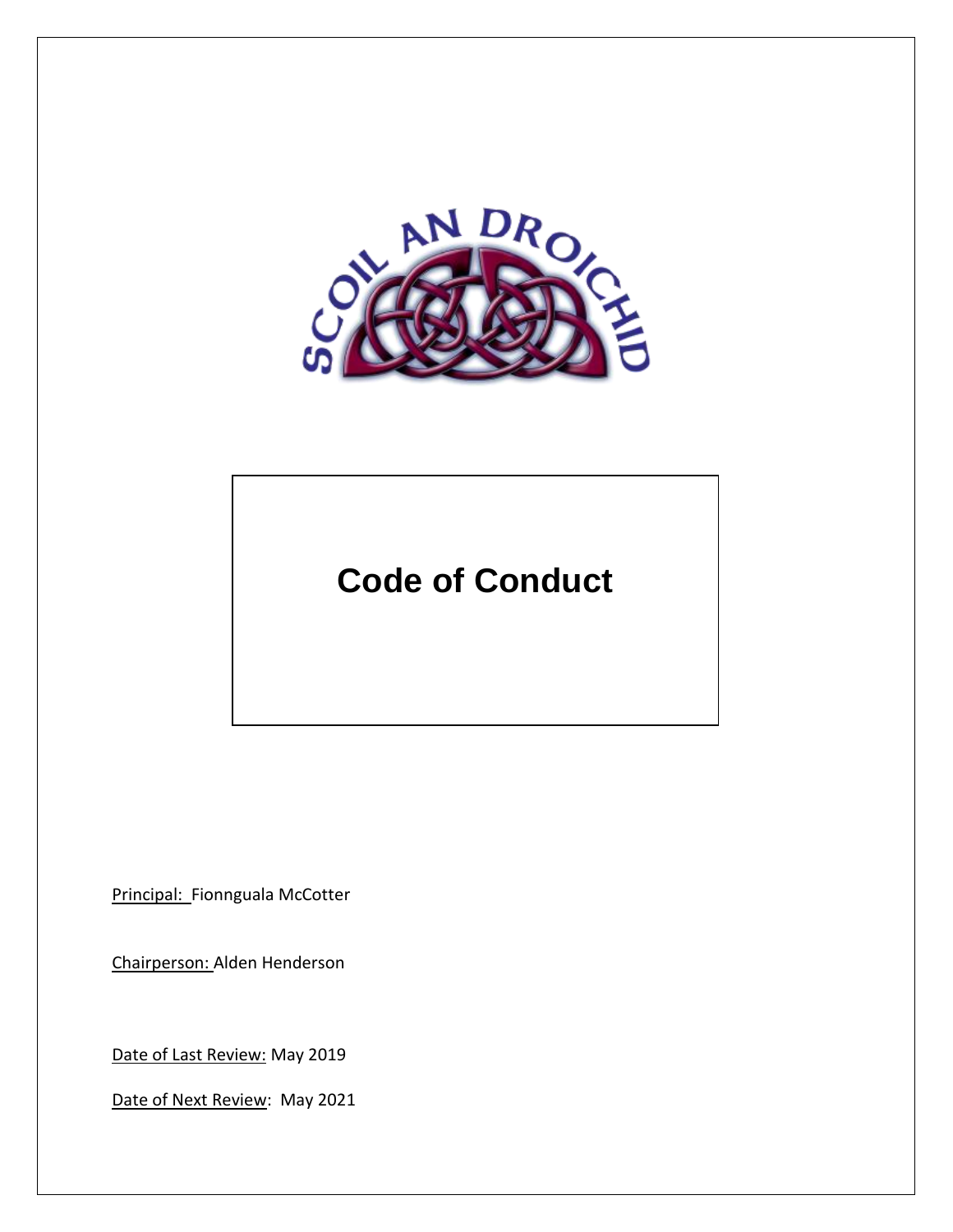SCOIL AN DROICHID

# Code of Conduct

Principal: Fionnguala McCotter

Chairperson: Alden Henderson

Date of Last Review: May 2019

Date of Next Review: May 2021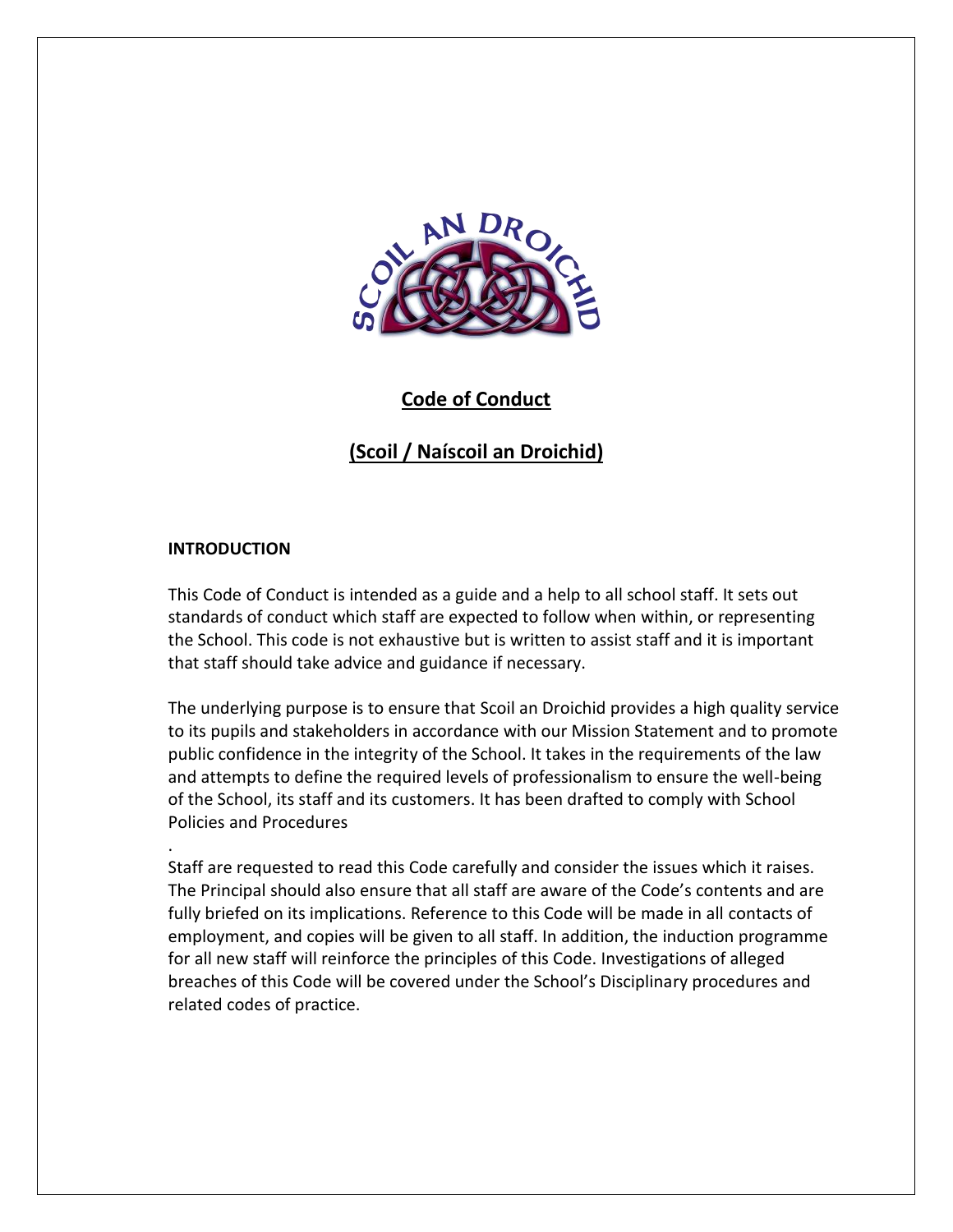**Code of Conduct**

**(Scoil / Naíscoil an Droichid)**

**INTRODUCTION**

This Code of Conduct is intended as a guide and a help to all school staff. It sets out standards of conduct which staff are expected to follow when within, or representing the School. This code is not exhaustive but is written to assist staff and it is important that staff should take advice and guidance if necessary.

The underlying purpose is to ensure that Scoil an Droichid provides a high quality service to its pupils and stakeholders in accordance with our Mission Statement and to promote public confidence in the integrity of the School. It takes in the requirements of the law and attempts to define the required levels of professionalism to ensure the well-being of the School, its staff and its customers. It has been drafted to comply with School Policies and Procedures

.

Staff are requested to read this Code carefully and consider the issues which it raises. The Principal should also ensure that all staff are aware of the Code's contents and are fully briefed on its implications. Reference to this Code will be made in all contacts of employment, and copies will be given to all staff. In addition, the induction programme for all new staff will reinforce the principles of this Code. Investigations of alleged breaches of this Code will be covered under the School's Disciplinary procedures and related codes of practice.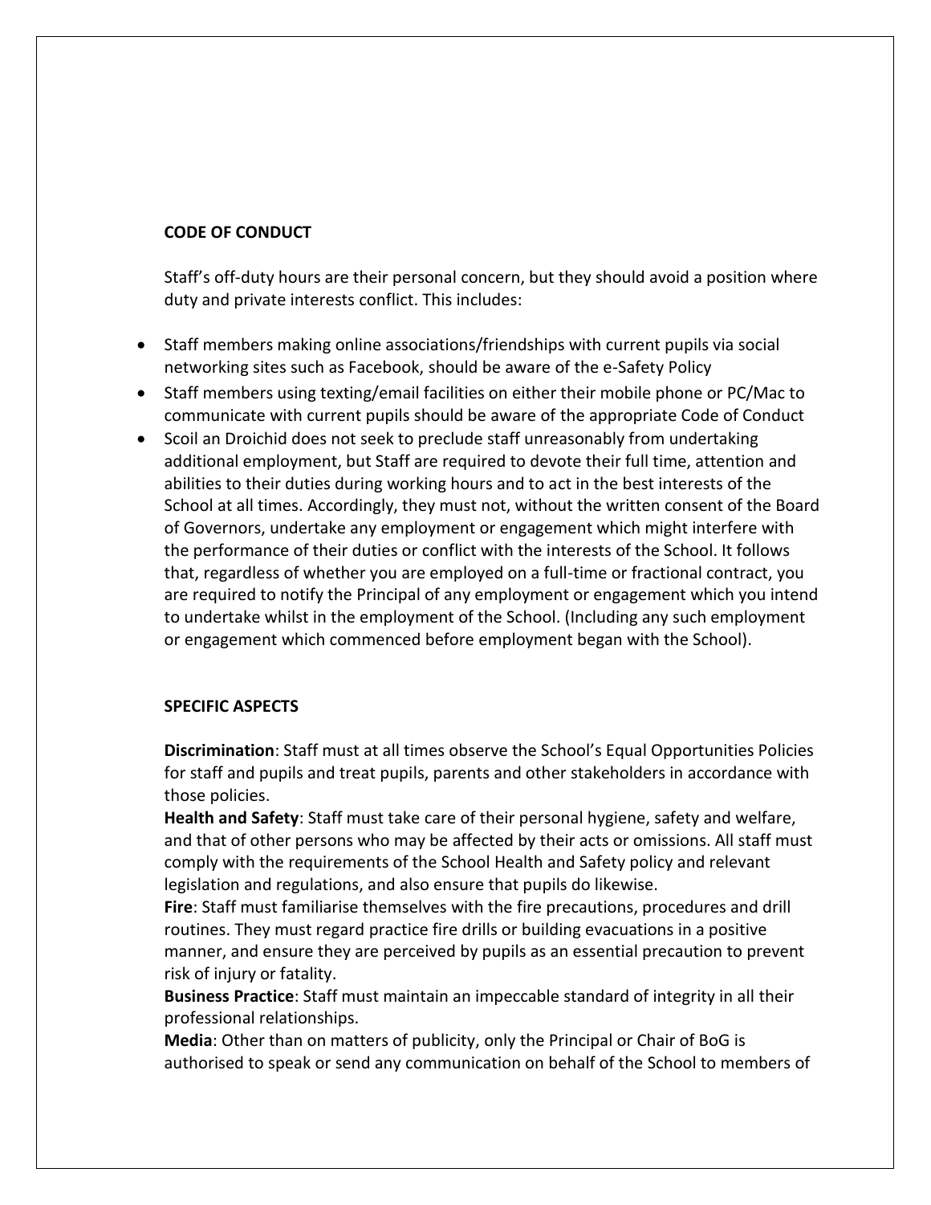## CODE OF CONDUCT

Staff's off-duty hours are their personal concern, but they should avoid a position where duty and private interests conflict. This includes:

- Staff members making online associations/friendships with current pupils via social networking sites such as Facebook, should be aware of the e-Safety Policy
- Staff members using texting/email facilities on either their mobile phone or PC/Mac to communicate with current pupils should be aware of the appropriate Code of Conduct
- Scoil an Droichid does not seek to preclude staff unreasonably from undertaking additional employment, but Staff are required to devote their full time, attention and abilities to their duties during working hours and to act in the best interests of the School at all times. Accordingly, they must not, without the written consent of the Board of Governors, undertake any employment or engagement which might interfere with the performance of their duties or conflict with the interests of the School. It follows that, regardless of whether you are employed on a full-time or fractional contract, you are required to notify the Principal of any employment or engagement which you intend to undertake whilst in the employment of the School. (Including any such employment or engagement which commenced before employment began with the School).

## SPECIFIC ASPECTS

**Discrimination**: Staff must at all times observe the School's Equal Opportunities Policies for staff and pupils and treat pupils, parents and other stakeholders in accordance with those policies.

**Health and Safety**: Staff must take care of their personal hygiene, safety and welfare, and that of other persons who may be affected by their acts or omissions. All staff must comply with the requirements of the School Health and Safety policy and relevant legislation and regulations, and also ensure that pupils do likewise.

**Fire**: Staff must familiarise themselves with the fire precautions, procedures and drill routines. They must regard practice fire drills or building evacuations in a positive manner, and ensure they are perceived by pupils as an essential precaution to prevent risk of injury or fatality.

**Business Practice**: Staff must maintain an impeccable standard of integrity in all their professional relationships.

**Media**: Other than on matters of publicity, only the Principal or Chair of BoG is authorised to speak or send any communication on behalf of the School to members of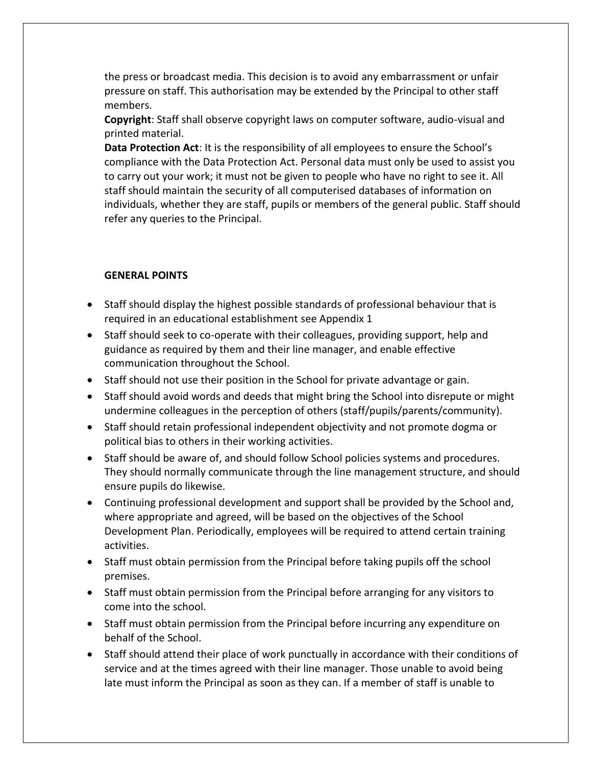the press or broadcast media. This decision is to avoid any embarrassment or unfair pressure on staff. This authorisation may be extended by the Principal to other staff members.

**Copyright**: Staff shall observe copyright laws on computer software, audio-visual and printed material.

**Data Protection Act**: It is the responsibility of all employees to ensure the School's compliance with the Data Protection Act. Personal data must only be used to assist you to carry out your work; it must not be given to people who have no right to see it. All staff should maintain the security of all computerised databases of information on individuals, whether they are staff, pupils or members of the general public. Staff should refer any queries to the Principal.

**GENERAL POINTS**

- Staff should display the highest possible standards of professional behaviour that is required in an educational establishment see Appendix 1
- Staff should seek to co-operate with their colleagues, providing support, help and guidance as required by them and their line manager, and enable effective communication throughout the School.
- Staff should not use their position in the School for private advantage or gain.
- Staff should avoid words and deeds that might bring the School into disrepute or might undermine colleagues in the perception of others (staff/pupils/parents/community).
- Staff should retain professional independent objectivity and not promote dogma or political bias to others in their working activities.
- Staff should be aware of, and should follow School policies systems and procedures. They should normally communicate through the line management structure, and should ensure pupils do likewise.
- Continuing professional development and support shall be provided by the School and, where appropriate and agreed, will be based on the objectives of the School Development Plan. Periodically, employees will be required to attend certain training activities.
- Staff must obtain permission from the Principal before taking pupils off the school premises.
- Staff must obtain permission from the Principal before arranging for any visitors to come into the school.
- Staff must obtain permission from the Principal before incurring any expenditure on behalf of the School.
- Staff should attend their place of work punctually in accordance with their conditions of service and at the times agreed with their line manager. Those unable to avoid being late must inform the Principal as soon as they can. If a member of staff is unable to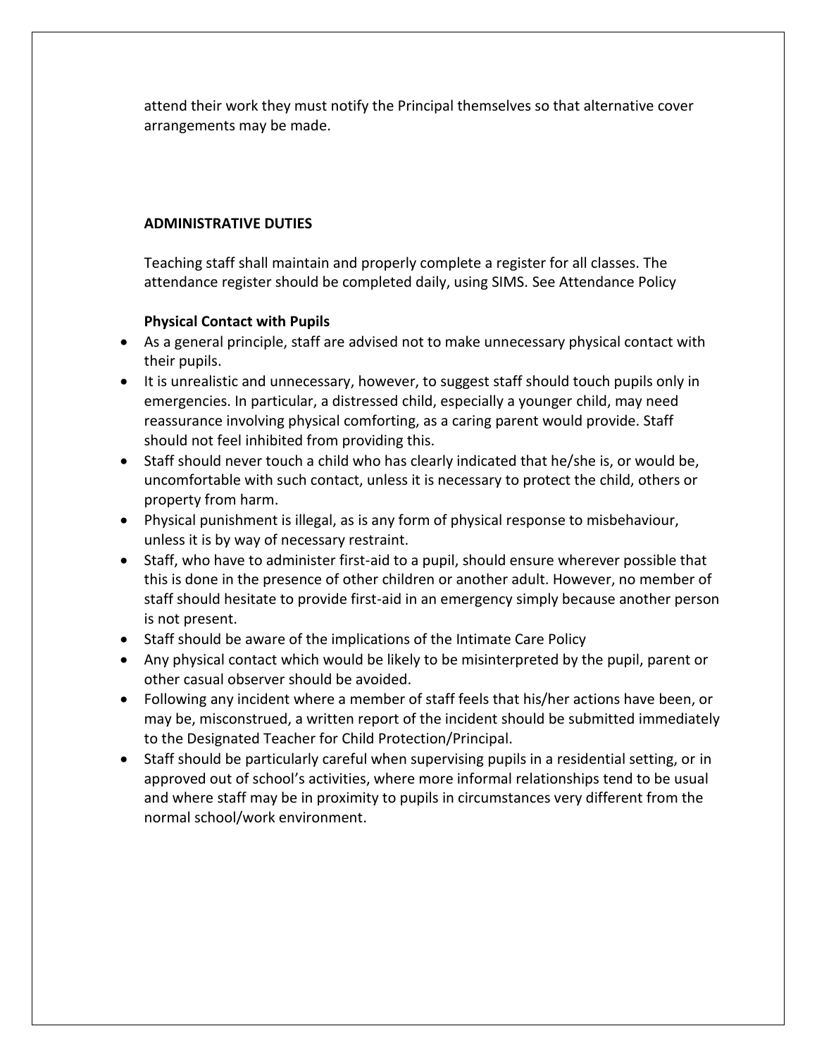attend their work they must notify the Principal themselves so that alternative cover arrangements may be made.

## ADMINISTRATIVE DUTIES

Teaching staff shall maintain and properly complete a register for all classes. The attendance register should be completed daily, using SIMS. See Attendance Policy

### Physical Contact with Pupils

- As a general principle, staff are advised not to make unnecessary physical contact with their pupils.
- It is unrealistic and unnecessary, however, to suggest staff should touch pupils only in emergencies. In particular, a distressed child, especially a younger child, may need reassurance involving physical comforting, as a caring parent would provide. Staff should not feel inhibited from providing this.
- Staff should never touch a child who has clearly indicated that he/she is, or would be, uncomfortable with such contact, unless it is necessary to protect the child, others or property from harm.
- Physical punishment is illegal, as is any form of physical response to misbehaviour, unless it is by way of necessary restraint.
- Staff, who have to administer first-aid to a pupil, should ensure wherever possible that this is done in the presence of other children or another adult. However, no member of staff should hesitate to provide first-aid in an emergency simply because another person is not present.
- Staff should be aware of the implications of the Intimate Care Policy
- Any physical contact which would be likely to be misinterpreted by the pupil, parent or other casual observer should be avoided.
- Following any incident where a member of staff feels that his/her actions have been, or may be, misconstrued, a written report of the incident should be submitted immediately to the Designated Teacher for Child Protection/Principal.
- Staff should be particularly careful when supervising pupils in a residential setting, or in approved out of school's activities, where more informal relationships tend to be usual and where staff may be in proximity to pupils in circumstances very different from the normal school/work environment.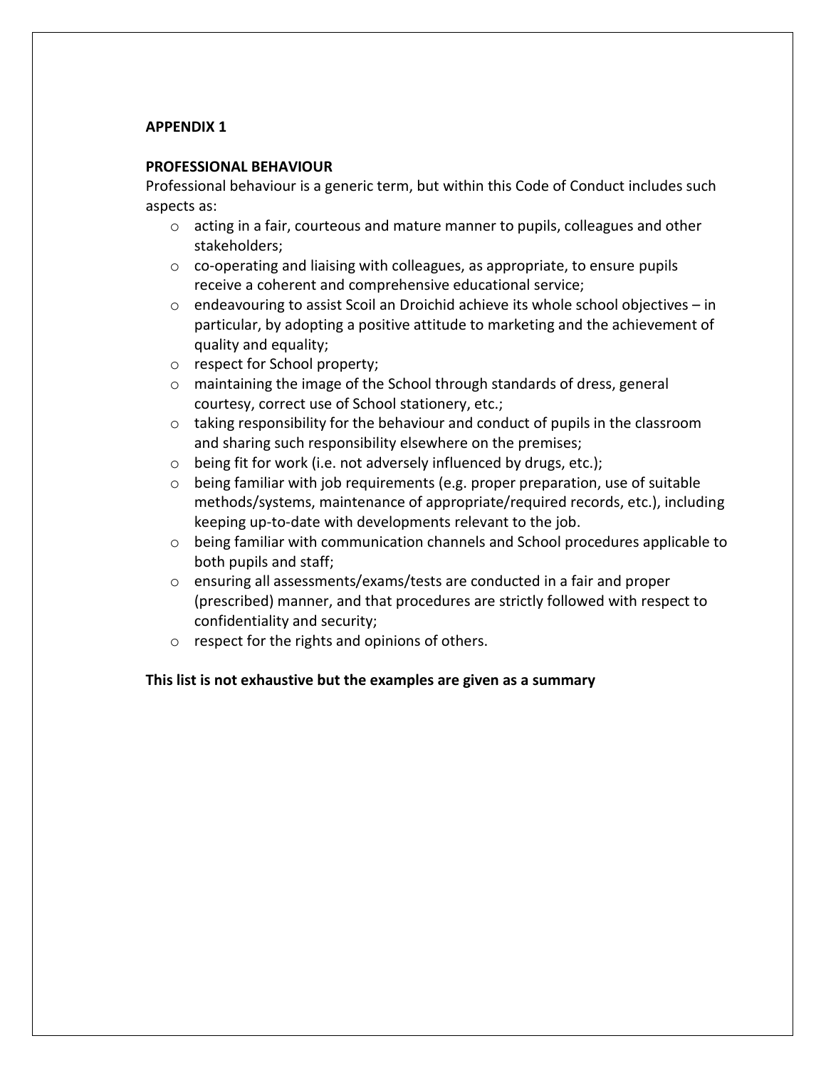**APPENDIX 1**

**PROFESSIONAL BEHAVIOUR**

Professional behaviour is a generic term, but within this Code of Conduct includes such aspects as:

- acting in a fair, courteous and mature manner to pupils, colleagues and other stakeholders;
- co-operating and liaising with colleagues, as appropriate, to ensure pupils receive a coherent and comprehensive educational service;
- endeavouring to assist Scoil an Droichid achieve its whole school objectives – in particular, by adopting a positive attitude to marketing and the achievement of quality and equality;
- respect for School property;
- maintaining the image of the School through standards of dress, general courtesy, correct use of School stationery, etc.;
- taking responsibility for the behaviour and conduct of pupils in the classroom and sharing such responsibility elsewhere on the premises;
- being fit for work (i.e. not adversely influenced by drugs, etc.);
- being familiar with job requirements (e.g. proper preparation, use of suitable methods/systems, maintenance of appropriate/required records, etc.), including keeping up-to-date with developments relevant to the job.
- being familiar with communication channels and School procedures applicable to both pupils and staff;
- ensuring all assessments/exams/tests are conducted in a fair and proper (prescribed) manner, and that procedures are strictly followed with respect to confidentiality and security;
- respect for the rights and opinions of others.

**This list is not exhaustive but the examples are given as a summary**